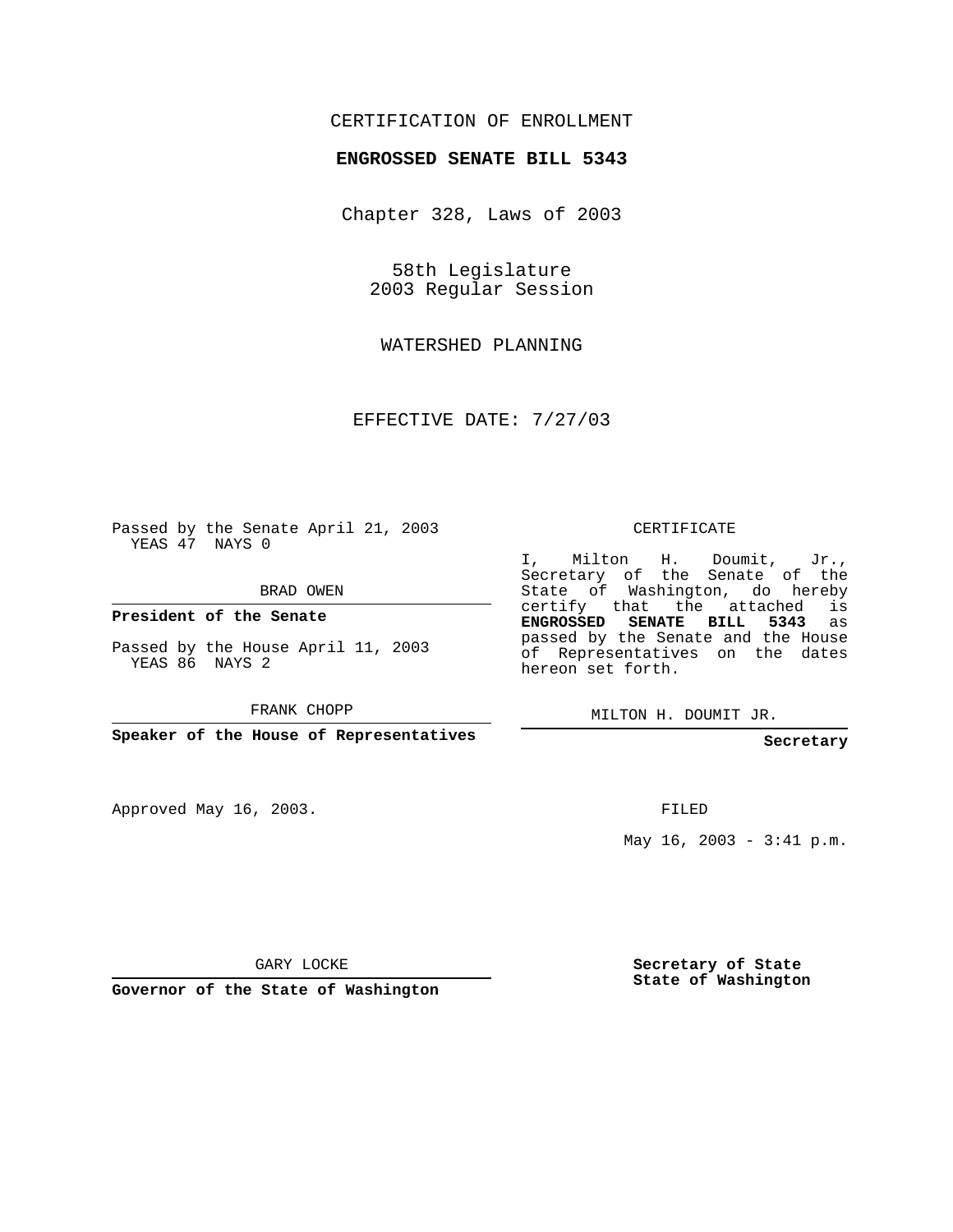CERTIFICATION OF ENROLLMENT

**ENGROSSED SENATE BILL 5343**

Chapter 328, Laws of 2003

58th Legislature
2003 Regular Session

WATERSHED PLANNING

EFFECTIVE DATE: 7/27/03

Passed by the Senate April 21, 2003
YEAS 47 NAYS 0

BRAD OWEN

**President of the Senate**

Passed by the House April 11, 2003
YEAS 86 NAYS 2

FRANK CHOPP

**Speaker of the House of Representatives**

CERTIFICATE

I, Milton H. Doumit, Jr., Secretary of the Senate of the State of Washington, do hereby certify that the attached is **ENGROSSED SENATE BILL 5343** as passed by the Senate and the House of Representatives on the dates hereon set forth.

MILTON H. DOUMIT JR.

**Secretary**

Approved May 16, 2003.

FILED

May 16, 2003 - 3:41 p.m.

GARY LOCKE

**Governor of the State of Washington**

**Secretary of State**
**State of Washington**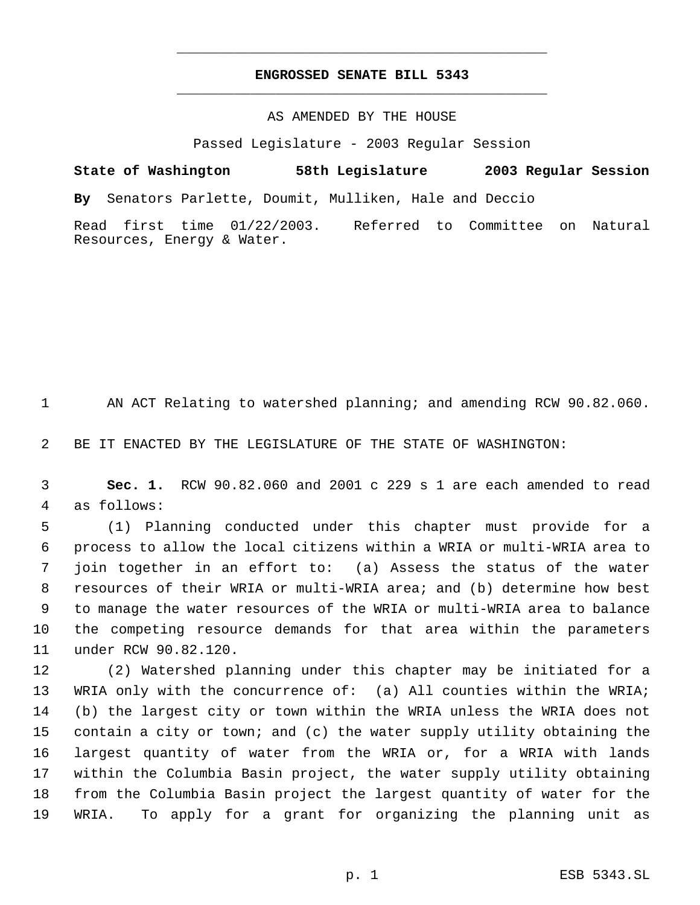**ENGROSSED SENATE BILL 5343**

AS AMENDED BY THE HOUSE

Passed Legislature - 2003 Regular Session

**State of Washington 58th Legislature 2003 Regular Session**

**By** Senators Parlette, Doumit, Mulliken, Hale and Deccio

Read first time 01/22/2003. Referred to Committee on Natural Resources, Energy & Water.

AN ACT Relating to watershed planning; and amending RCW 90.82.060.

BE IT ENACTED BY THE LEGISLATURE OF THE STATE OF WASHINGTON:

**Sec. 1.** RCW 90.82.060 and 2001 c 229 s 1 are each amended to read as follows:

(1) Planning conducted under this chapter must provide for a process to allow the local citizens within a WRIA or multi-WRIA area to join together in an effort to: (a) Assess the status of the water resources of their WRIA or multi-WRIA area; and (b) determine how best to manage the water resources of the WRIA or multi-WRIA area to balance the competing resource demands for that area within the parameters under RCW 90.82.120.

(2) Watershed planning under this chapter may be initiated for a WRIA only with the concurrence of: (a) All counties within the WRIA; (b) the largest city or town within the WRIA unless the WRIA does not contain a city or town; and (c) the water supply utility obtaining the largest quantity of water from the WRIA or, for a WRIA with lands within the Columbia Basin project, the water supply utility obtaining from the Columbia Basin project the largest quantity of water for the WRIA. To apply for a grant for organizing the planning unit as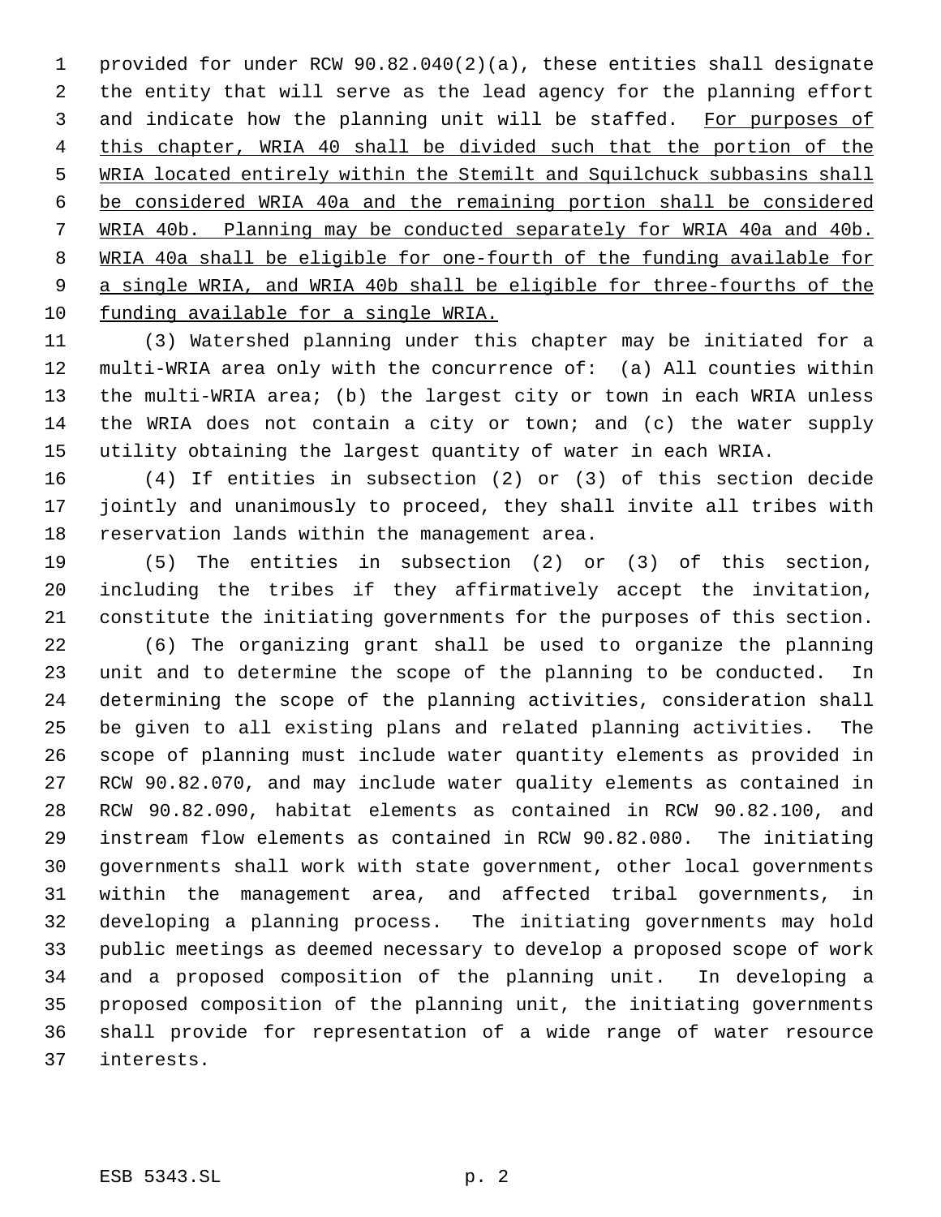provided for under RCW 90.82.040(2)(a), these entities shall designate the entity that will serve as the lead agency for the planning effort and indicate how the planning unit will be staffed. For purposes of this chapter, WRIA 40 shall be divided such that the portion of the WRIA located entirely within the Stemilt and Squilchuck subbasins shall be considered WRIA 40a and the remaining portion shall be considered WRIA 40b. Planning may be conducted separately for WRIA 40a and 40b. WRIA 40a shall be eligible for one-fourth of the funding available for a single WRIA, and WRIA 40b shall be eligible for three-fourths of the funding available for a single WRIA.

(3) Watershed planning under this chapter may be initiated for a multi-WRIA area only with the concurrence of: (a) All counties within the multi-WRIA area; (b) the largest city or town in each WRIA unless the WRIA does not contain a city or town; and (c) the water supply utility obtaining the largest quantity of water in each WRIA.

(4) If entities in subsection (2) or (3) of this section decide jointly and unanimously to proceed, they shall invite all tribes with reservation lands within the management area.

(5) The entities in subsection (2) or (3) of this section, including the tribes if they affirmatively accept the invitation, constitute the initiating governments for the purposes of this section.

(6) The organizing grant shall be used to organize the planning unit and to determine the scope of the planning to be conducted. In determining the scope of the planning activities, consideration shall be given to all existing plans and related planning activities. The scope of planning must include water quantity elements as provided in RCW 90.82.070, and may include water quality elements as contained in RCW 90.82.090, habitat elements as contained in RCW 90.82.100, and instream flow elements as contained in RCW 90.82.080. The initiating governments shall work with state government, other local governments within the management area, and affected tribal governments, in developing a planning process. The initiating governments may hold public meetings as deemed necessary to develop a proposed scope of work and a proposed composition of the planning unit. In developing a proposed composition of the planning unit, the initiating governments shall provide for representation of a wide range of water resource interests.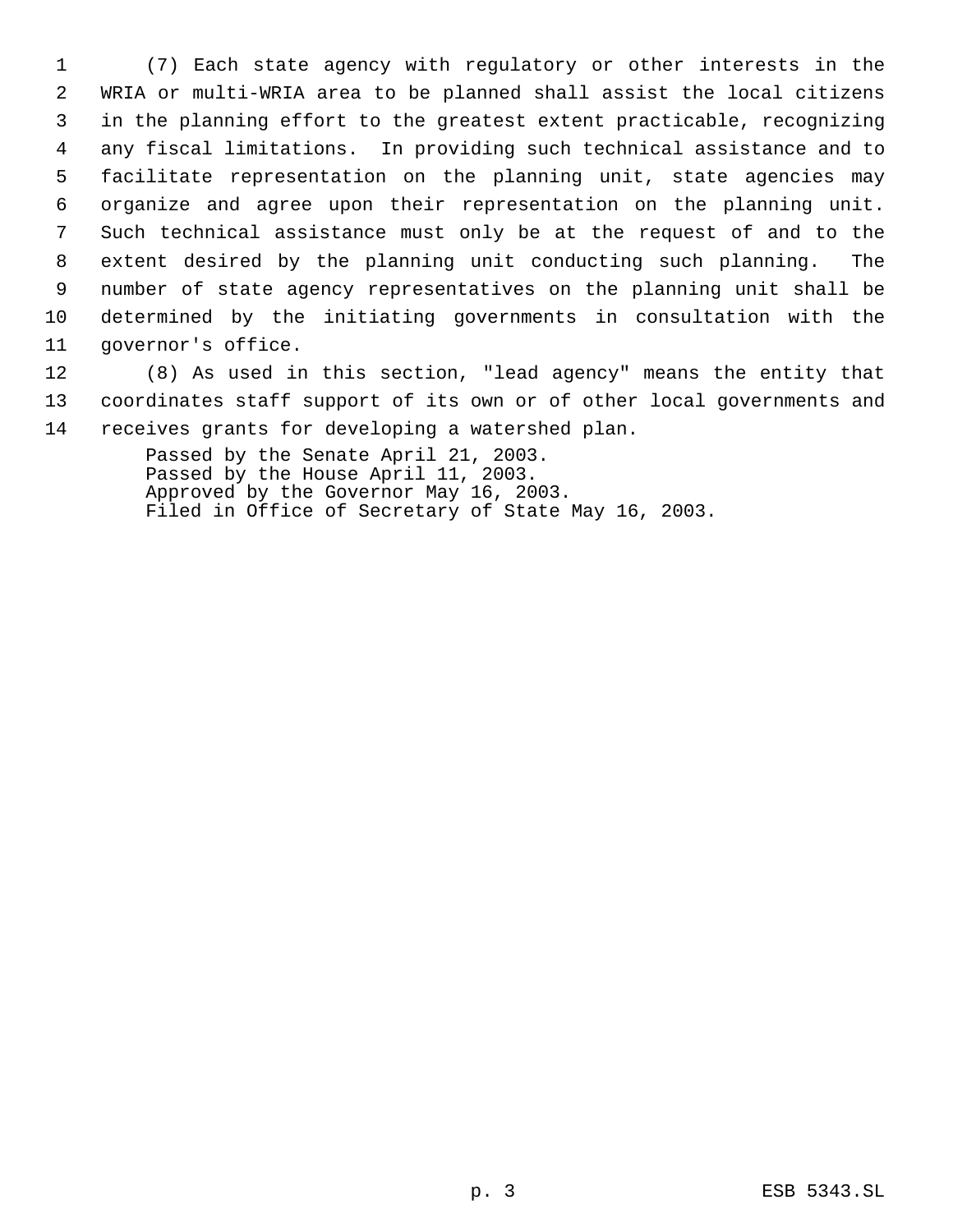(7) Each state agency with regulatory or other interests in the WRIA or multi-WRIA area to be planned shall assist the local citizens in the planning effort to the greatest extent practicable, recognizing any fiscal limitations. In providing such technical assistance and to facilitate representation on the planning unit, state agencies may organize and agree upon their representation on the planning unit. Such technical assistance must only be at the request of and to the extent desired by the planning unit conducting such planning. The number of state agency representatives on the planning unit shall be determined by the initiating governments in consultation with the governor's office.

(8) As used in this section, "lead agency" means the entity that coordinates staff support of its own or of other local governments and receives grants for developing a watershed plan.

Passed by the Senate April 21, 2003.
Passed by the House April 11, 2003.
Approved by the Governor May 16, 2003.
Filed in Office of Secretary of State May 16, 2003.